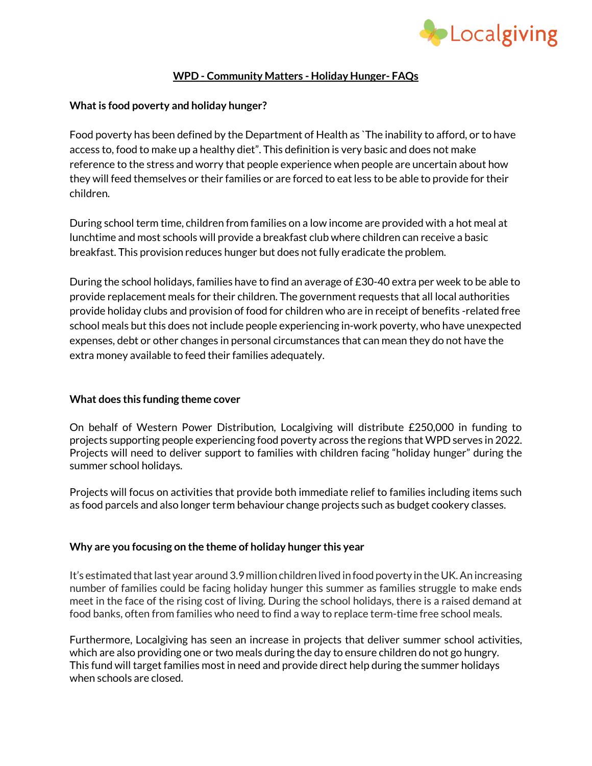# WPD - Community Matters - Holiday Hunger- FAQs

**What is food poverty and holiday hunger?**

Food poverty has been defined by the Department of Health as `The inability to afford, or to have access to, food to make up a healthy diet". This definition is very basic and does not make reference to the stress and worry that people experience when people are uncertain about how they will feed themselves or their families or are forced to eat less to be able to provide for their children.

During school term time, children from families on a low income are provided with a hot meal at lunchtime and most schools will provide a breakfast club where children can receive a basic breakfast. This provision reduces hunger but does not fully eradicate the problem.

During the school holidays, families have to find an average of £30-40 extra per week to be able to provide replacement meals for their children. The government requests that all local authorities provide holiday clubs and provision of food for children who are in receipt of benefits -related free school meals but this does not include people experiencing in-work poverty, who have unexpected expenses, debt or other changes in personal circumstances that can mean they do not have the extra money available to feed their families adequately.

**What does this funding theme cover**

On behalf of Western Power Distribution, Localgiving will distribute £250,000 in funding to projects supporting people experiencing food poverty across the regions that WPD serves in 2022. Projects will need to deliver support to families with children facing "holiday hunger" during the summer school holidays.

Projects will focus on activities that provide both immediate relief to families including items such as food parcels and also longer term behaviour change projects such as budget cookery classes.

**Why are you focusing on the theme of holiday hunger this year**

It's estimated that last year around 3.9 million children lived in food poverty in the UK. An increasing number of families could be facing holiday hunger this summer as families struggle to make ends meet in the face of the rising cost of living. During the school holidays, there is a raised demand at food banks, often from families who need to find a way to replace term-time free school meals.

Furthermore, Localgiving has seen an increase in projects that deliver summer school activities, which are also providing one or two meals during the day to ensure children do not go hungry. This fund will target families most in need and provide direct help during the summer holidays when schools are closed.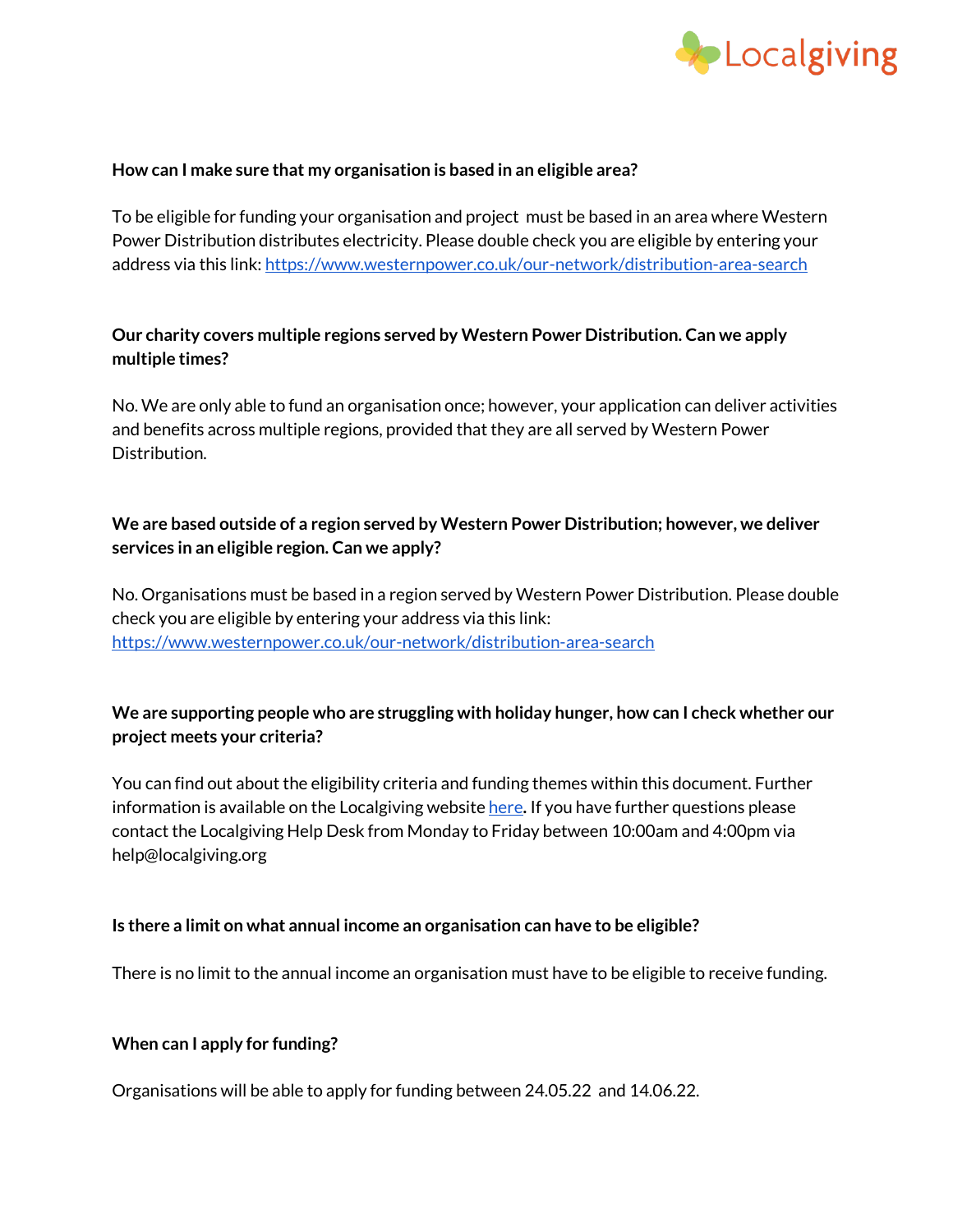**How can I make sure that my organisation is based in an eligible area?**

To be eligible for funding your organisation and project must be based in an area where Western Power Distribution distributes electricity. Please double check you are eligible by entering your address via this link: [https://www.westernpower.co.uk/our-network/distribution-area-search](https://www.westernpower.co.uk/our-network/distribution-area-search)

**Our charity covers multiple regions served by Western Power Distribution. Can we apply multiple times?**

No. We are only able to fund an organisation once; however, your application can deliver activities and benefits across multiple regions, provided that they are all served by Western Power Distribution.

**We are based outside of a region served by Western Power Distribution; however, we deliver services in an eligible region. Can we apply?**

No. Organisations must be based in a region served by Western Power Distribution. Please double check you are eligible by entering your address via this link: [https://www.westernpower.co.uk/our-network/distribution-area-search](https://www.westernpower.co.uk/our-network/distribution-area-search)

**We are supporting people who are struggling with holiday hunger, how can I check whether our project meets your criteria?**

You can find out about the eligibility criteria and funding themes within this document. Further information is available on the Localgiving website here. If you have further questions please contact the Localgiving Help Desk from Monday to Friday between 10:00am and 4:00pm via help@localgiving.org

**Is there a limit on what annual income an organisation can have to be eligible?**

There is no limit to the annual income an organisation must have to be eligible to receive funding.

**When can I apply for funding?**

Organisations will be able to apply for funding between 24.05.22 and 14.06.22.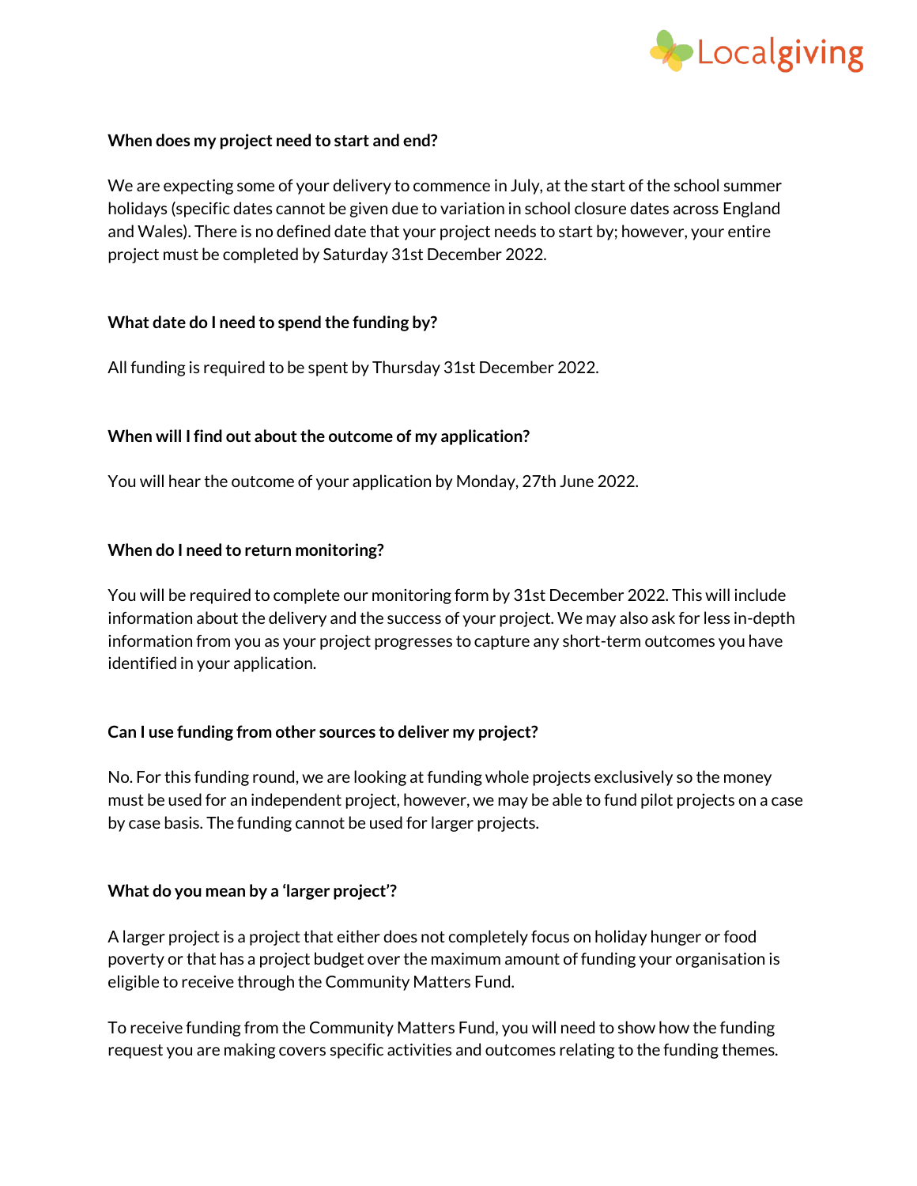**When does my project need to start and end?**

We are expecting some of your delivery to commence in July, at the start of the school summer holidays (specific dates cannot be given due to variation in school closure dates across England and Wales). There is no defined date that your project needs to start by; however, your entire project must be completed by Saturday 31st December 2022.

**What date do I need to spend the funding by?**

All funding is required to be spent by Thursday 31st December 2022.

**When will I find out about the outcome of my application?**

You will hear the outcome of your application by Monday, 27th June 2022.

**When do I need to return monitoring?**

You will be required to complete our monitoring form by 31st December 2022. This will include information about the delivery and the success of your project. We may also ask for less in-depth information from you as your project progresses to capture any short-term outcomes you have identified in your application.

**Can I use funding from other sources to deliver my project?**

No. For this funding round, we are looking at funding whole projects exclusively so the money must be used for an independent project, however, we may be able to fund pilot projects on a case by case basis. The funding cannot be used for larger projects.

**What do you mean by a 'larger project'?**

A larger project is a project that either does not completely focus on holiday hunger or food poverty or that has a project budget over the maximum amount of funding your organisation is eligible to receive through the Community Matters Fund.

To receive funding from the Community Matters Fund, you will need to show how the funding request you are making covers specific activities and outcomes relating to the funding themes.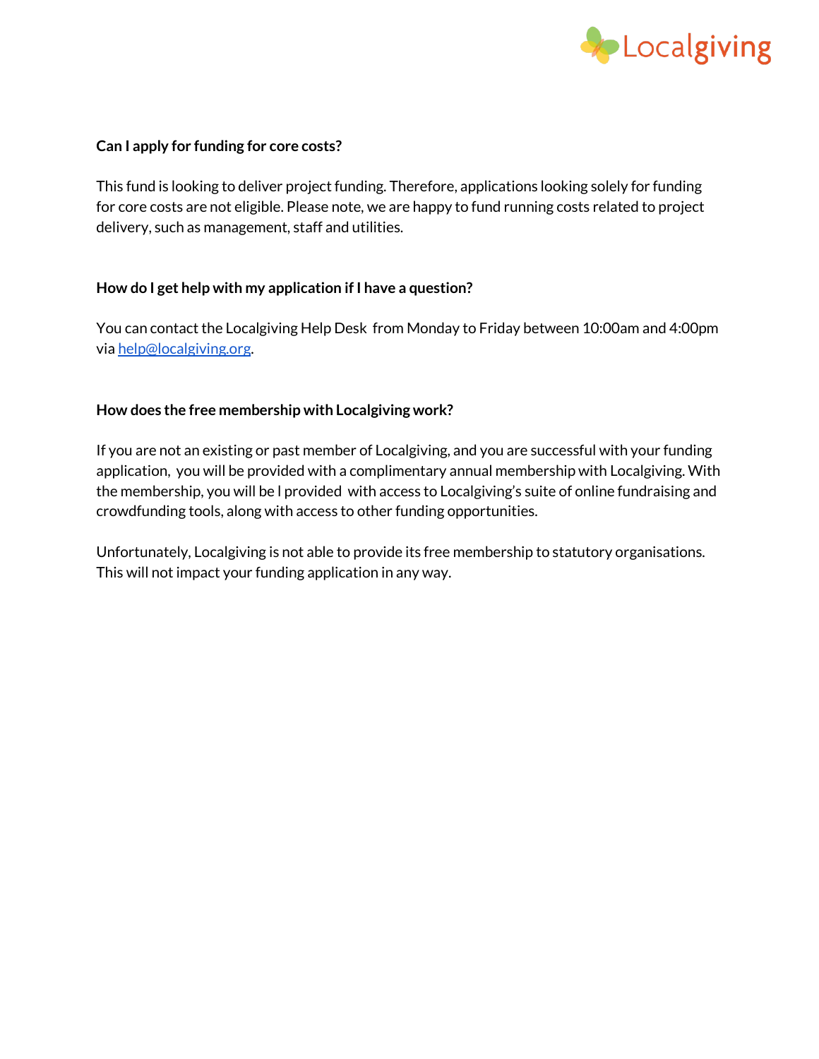**Can I apply for funding for core costs?**

This fund is looking to deliver project funding. Therefore, applications looking solely for funding for core costs are not eligible. Please note, we are happy to fund running costs related to project delivery, such as management, staff and utilities.

**How do I get help with my application if I have a question?**

You can contact the Localgiving Help Desk  from Monday to Friday between 10:00am and 4:00pm via help@localgiving.org.

**How does the free membership with Localgiving work?**

If you are not an existing or past member of Localgiving, and you are successful with your funding application,  you will be provided with a complimentary annual membership with Localgiving. With the membership, you will be l provided  with access to Localgiving's suite of online fundraising and crowdfunding tools, along with access to other funding opportunities.

Unfortunately, Localgiving is not able to provide its free membership to statutory organisations. This will not impact your funding application in any way.